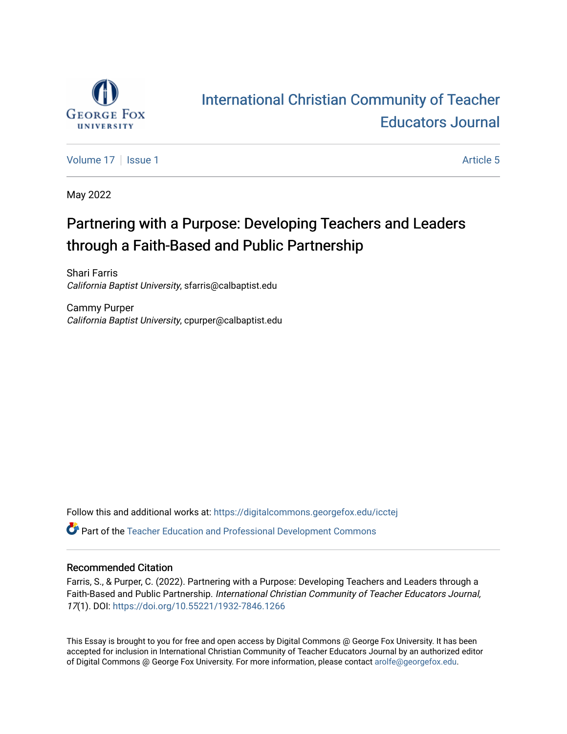International Christian Community of Teacher Educators Journal

Volume 17 | Issue 1 | Article 5

May 2022

# Partnering with a Purpose: Developing Teachers and Leaders through a Faith-Based and Public Partnership

Shari Farris
*California Baptist University*, sfarris@calbaptist.edu

Cammy Purper
*California Baptist University*, cpurper@calbaptist.edu

Follow this and additional works at: https://digitalcommons.georgefox.edu/icctej

Part of the Teacher Education and Professional Development Commons

### Recommended Citation

Farris, S., & Purper, C. (2022). Partnering with a Purpose: Developing Teachers and Leaders through a Faith-Based and Public Partnership. *International Christian Community of Teacher Educators Journal, 17*(1). DOI: https://doi.org/10.55221/1932-7846.1266

This Essay is brought to you for free and open access by Digital Commons @ George Fox University. It has been accepted for inclusion in International Christian Community of Teacher Educators Journal by an authorized editor of Digital Commons @ George Fox University. For more information, please contact arolfe@georgefox.edu.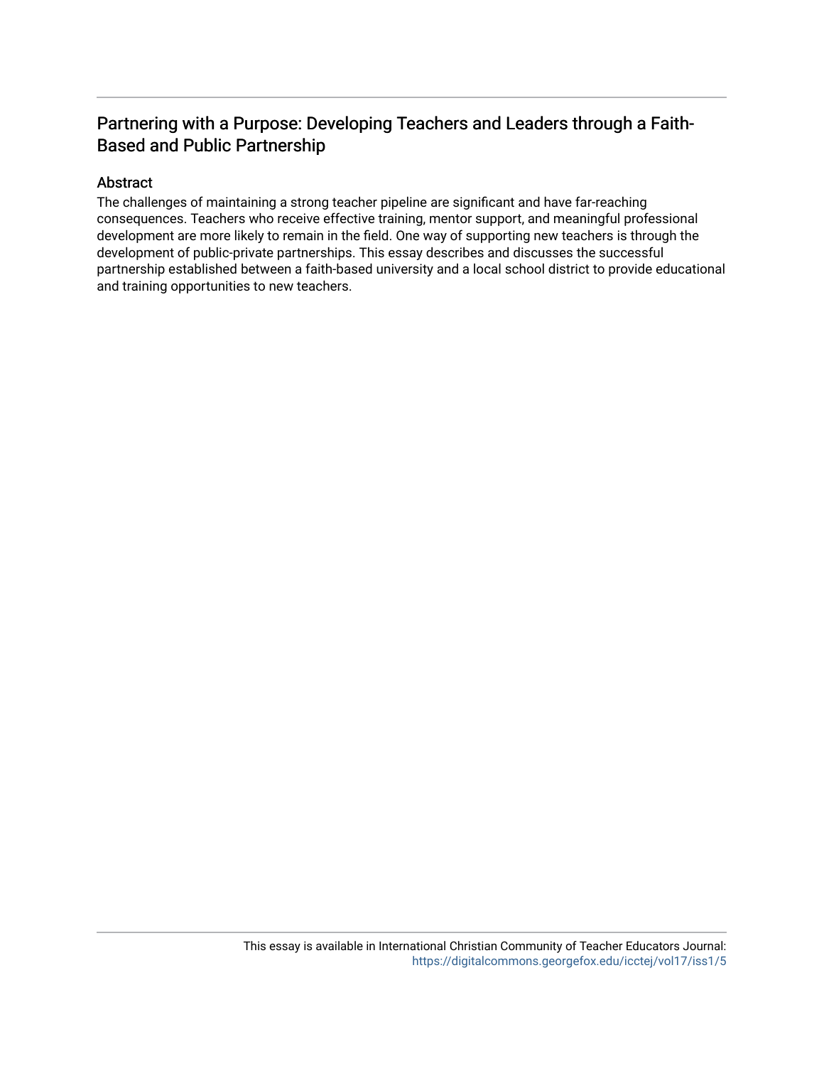# Partnering with a Purpose: Developing Teachers and Leaders through a Faith-Based and Public Partnership

## Abstract

The challenges of maintaining a strong teacher pipeline are significant and have far-reaching consequences. Teachers who receive effective training, mentor support, and meaningful professional development are more likely to remain in the field. One way of supporting new teachers is through the development of public-private partnerships. This essay describes and discusses the successful partnership established between a faith-based university and a local school district to provide educational and training opportunities to new teachers.

This essay is available in International Christian Community of Teacher Educators Journal: https://digitalcommons.georgefox.edu/icctej/vol17/iss1/5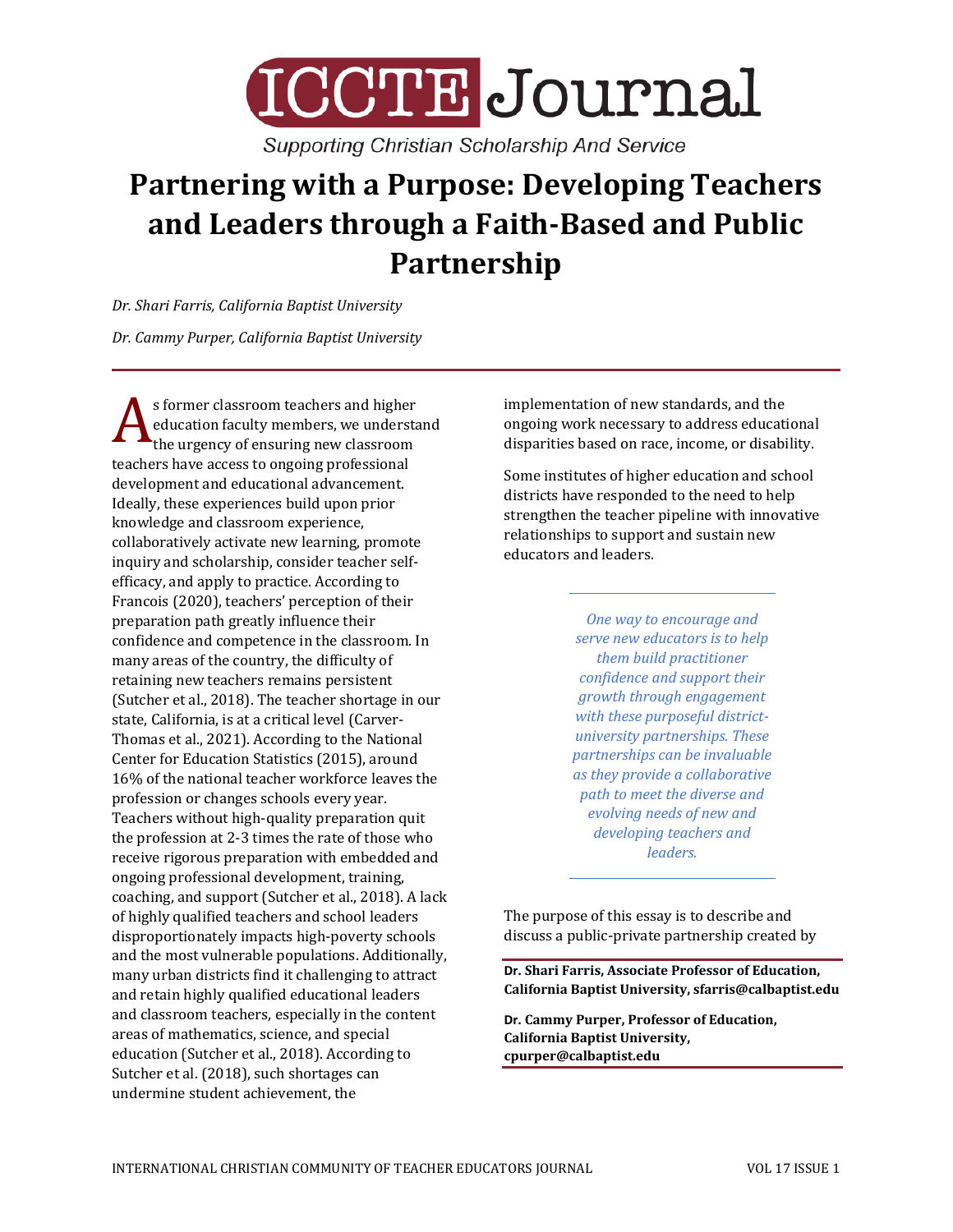# Partnering with a Purpose: Developing Teachers and Leaders through a Faith-Based and Public Partnership

*Dr. Shari Farris, California Baptist University*

*Dr. Cammy Purper, California Baptist University*

As former classroom teachers and higher education faculty members, we understand the urgency of ensuring new classroom teachers have access to ongoing professional development and educational advancement. Ideally, these experiences build upon prior knowledge and classroom experience, collaboratively activate new learning, promote inquiry and scholarship, consider teacher self-efficacy, and apply to practice. According to Francois (2020), teachers' perception of their preparation path greatly influence their confidence and competence in the classroom. In many areas of the country, the difficulty of retaining new teachers remains persistent (Sutcher et al., 2018). The teacher shortage in our state, California, is at a critical level (Carver-Thomas et al., 2021). According to the National Center for Education Statistics (2015), around 16% of the national teacher workforce leaves the profession or changes schools every year. Teachers without high-quality preparation quit the profession at 2-3 times the rate of those who receive rigorous preparation with embedded and ongoing professional development, training, coaching, and support (Sutcher et al., 2018). A lack of highly qualified teachers and school leaders disproportionately impacts high-poverty schools and the most vulnerable populations. Additionally, many urban districts find it challenging to attract and retain highly qualified educational leaders and classroom teachers, especially in the content areas of mathematics, science, and special education (Sutcher et al., 2018). According to Sutcher et al. (2018), such shortages can undermine student achievement, the implementation of new standards, and the ongoing work necessary to address educational disparities based on race, income, or disability.

Some institutes of higher education and school districts have responded to the need to help strengthen the teacher pipeline with innovative relationships to support and sustain new educators and leaders.

> *One way to encourage and serve new educators is to help them build practitioner confidence and support their growth through engagement with these purposeful district-university partnerships. These partnerships can be invaluable as they provide a collaborative path to meet the diverse and evolving needs of new and developing teachers and leaders.*

The purpose of this essay is to describe and discuss a public-private partnership created by

**Dr. Shari Farris, Associate Professor of Education, California Baptist University, sfarris@calbaptist.edu**

**Dr. Cammy Purper, Professor of Education, California Baptist University, cpurper@calbaptist.edu**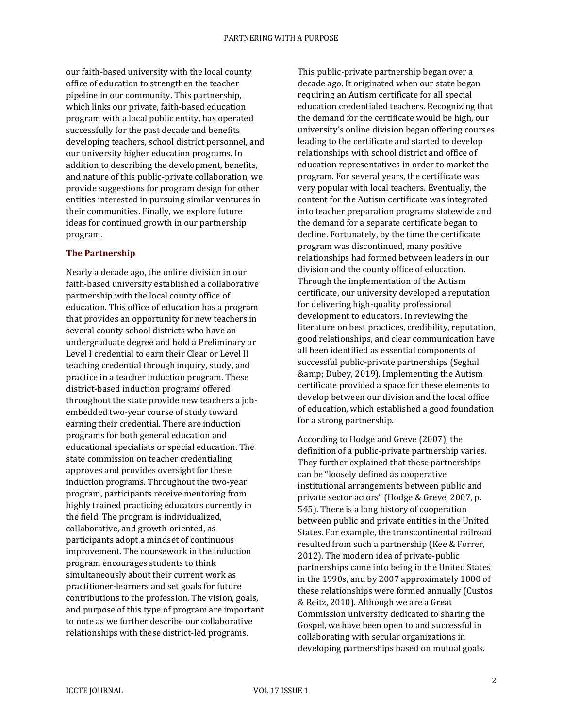our faith-based university with the local county office of education to strengthen the teacher pipeline in our community. This partnership, which links our private, faith-based education program with a local public entity, has operated successfully for the past decade and benefits developing teachers, school district personnel, and our university higher education programs. In addition to describing the development, benefits, and nature of this public-private collaboration, we provide suggestions for program design for other entities interested in pursuing similar ventures in their communities. Finally, we explore future ideas for continued growth in our partnership program.

## The Partnership

Nearly a decade ago, the online division in our faith-based university established a collaborative partnership with the local county office of education. This office of education has a program that provides an opportunity for new teachers in several county school districts who have an undergraduate degree and hold a Preliminary or Level I credential to earn their Clear or Level II teaching credential through inquiry, study, and practice in a teacher induction program. These district-based induction programs offered throughout the state provide new teachers a job-embedded two-year course of study toward earning their credential. There are induction programs for both general education and educational specialists or special education. The state commission on teacher credentialing approves and provides oversight for these induction programs. Throughout the two-year program, participants receive mentoring from highly trained practicing educators currently in the field. The program is individualized, collaborative, and growth-oriented, as participants adopt a mindset of continuous improvement. The coursework in the induction program encourages students to think simultaneously about their current work as practitioner-learners and set goals for future contributions to the profession. The vision, goals, and purpose of this type of program are important to note as we further describe our collaborative relationships with these district-led programs.

This public-private partnership began over a decade ago. It originated when our state began requiring an Autism certificate for all special education credentialed teachers. Recognizing that the demand for the certificate would be high, our university's online division began offering courses leading to the certificate and started to develop relationships with school district and office of education representatives in order to market the program. For several years, the certificate was very popular with local teachers. Eventually, the content for the Autism certificate was integrated into teacher preparation programs statewide and the demand for a separate certificate began to decline. Fortunately, by the time the certificate program was discontinued, many positive relationships had formed between leaders in our division and the county office of education. Through the implementation of the Autism certificate, our university developed a reputation for delivering high-quality professional development to educators. In reviewing the literature on best practices, credibility, reputation, good relationships, and clear communication have all been identified as essential components of successful public-private partnerships (Seghal &amp; Dubey, 2019). Implementing the Autism certificate provided a space for these elements to develop between our division and the local office of education, which established a good foundation for a strong partnership.

According to Hodge and Greve (2007), the definition of a public-private partnership varies. They further explained that these partnerships can be "loosely defined as cooperative institutional arrangements between public and private sector actors" (Hodge & Greve, 2007, p. 545). There is a long history of cooperation between public and private entities in the United States. For example, the transcontinental railroad resulted from such a partnership (Kee & Forrer, 2012). The modern idea of private-public partnerships came into being in the United States in the 1990s, and by 2007 approximately 1000 of these relationships were formed annually (Custos & Reitz, 2010). Although we are a Great Commission university dedicated to sharing the Gospel, we have been open to and successful in collaborating with secular organizations in developing partnerships based on mutual goals.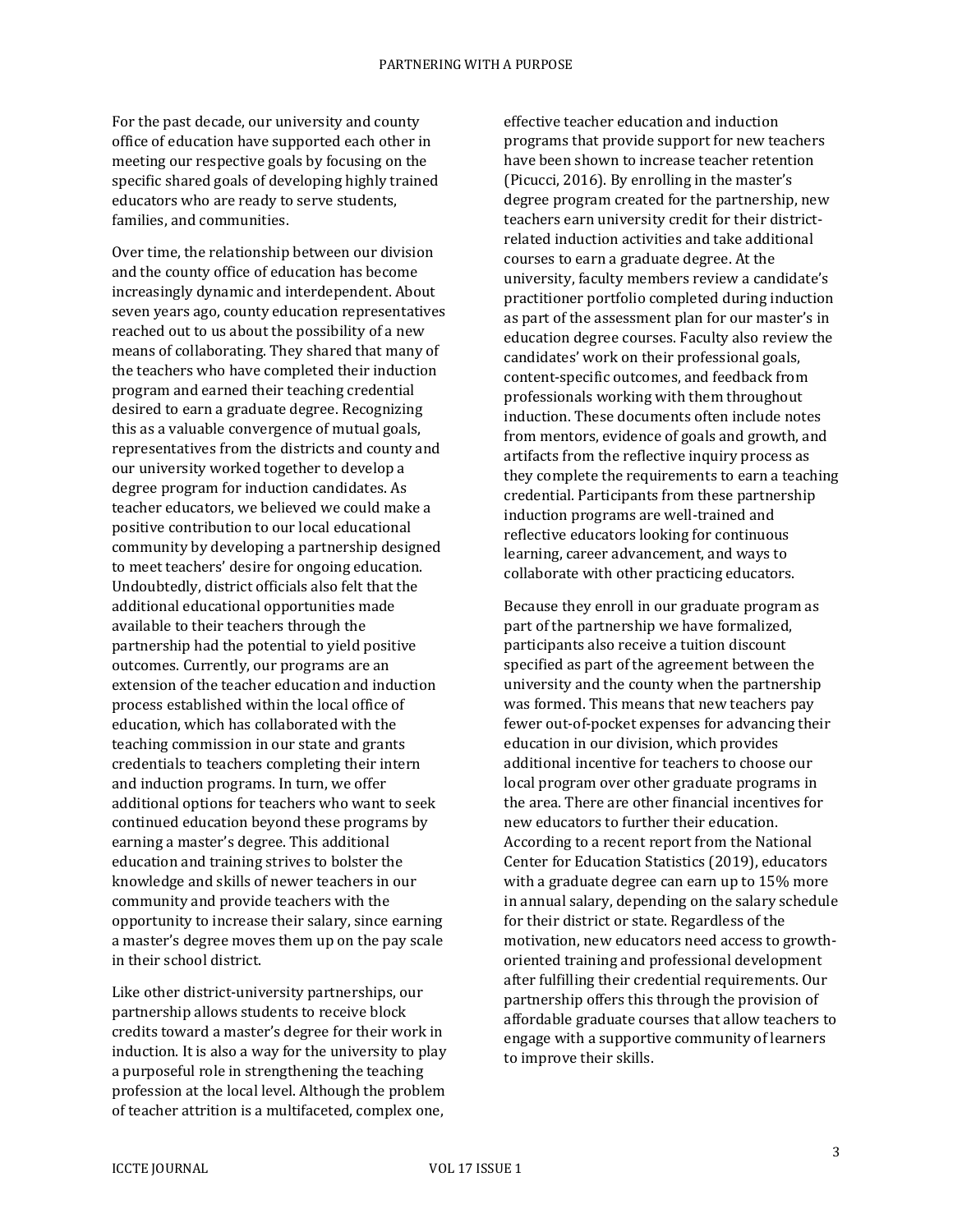For the past decade, our university and county office of education have supported each other in meeting our respective goals by focusing on the specific shared goals of developing highly trained educators who are ready to serve students, families, and communities.

Over time, the relationship between our division and the county office of education has become increasingly dynamic and interdependent. About seven years ago, county education representatives reached out to us about the possibility of a new means of collaborating. They shared that many of the teachers who have completed their induction program and earned their teaching credential desired to earn a graduate degree. Recognizing this as a valuable convergence of mutual goals, representatives from the districts and county and our university worked together to develop a degree program for induction candidates. As teacher educators, we believed we could make a positive contribution to our local educational community by developing a partnership designed to meet teachers' desire for ongoing education. Undoubtedly, district officials also felt that the additional educational opportunities made available to their teachers through the partnership had the potential to yield positive outcomes. Currently, our programs are an extension of the teacher education and induction process established within the local office of education, which has collaborated with the teaching commission in our state and grants credentials to teachers completing their intern and induction programs. In turn, we offer additional options for teachers who want to seek continued education beyond these programs by earning a master's degree. This additional education and training strives to bolster the knowledge and skills of newer teachers in our community and provide teachers with the opportunity to increase their salary, since earning a master's degree moves them up on the pay scale in their school district.

Like other district-university partnerships, our partnership allows students to receive block credits toward a master's degree for their work in induction. It is also a way for the university to play a purposeful role in strengthening the teaching profession at the local level. Although the problem of teacher attrition is a multifaceted, complex one, effective teacher education and induction programs that provide support for new teachers have been shown to increase teacher retention (Picucci, 2016). By enrolling in the master's degree program created for the partnership, new teachers earn university credit for their district-related induction activities and take additional courses to earn a graduate degree. At the university, faculty members review a candidate's practitioner portfolio completed during induction as part of the assessment plan for our master's in education degree courses. Faculty also review the candidates' work on their professional goals, content-specific outcomes, and feedback from professionals working with them throughout induction. These documents often include notes from mentors, evidence of goals and growth, and artifacts from the reflective inquiry process as they complete the requirements to earn a teaching credential. Participants from these partnership induction programs are well-trained and reflective educators looking for continuous learning, career advancement, and ways to collaborate with other practicing educators.

Because they enroll in our graduate program as part of the partnership we have formalized, participants also receive a tuition discount specified as part of the agreement between the university and the county when the partnership was formed. This means that new teachers pay fewer out-of-pocket expenses for advancing their education in our division, which provides additional incentive for teachers to choose our local program over other graduate programs in the area. There are other financial incentives for new educators to further their education. According to a recent report from the National Center for Education Statistics (2019), educators with a graduate degree can earn up to 15% more in annual salary, depending on the salary schedule for their district or state. Regardless of the motivation, new educators need access to growth-oriented training and professional development after fulfilling their credential requirements. Our partnership offers this through the provision of affordable graduate courses that allow teachers to engage with a supportive community of learners to improve their skills.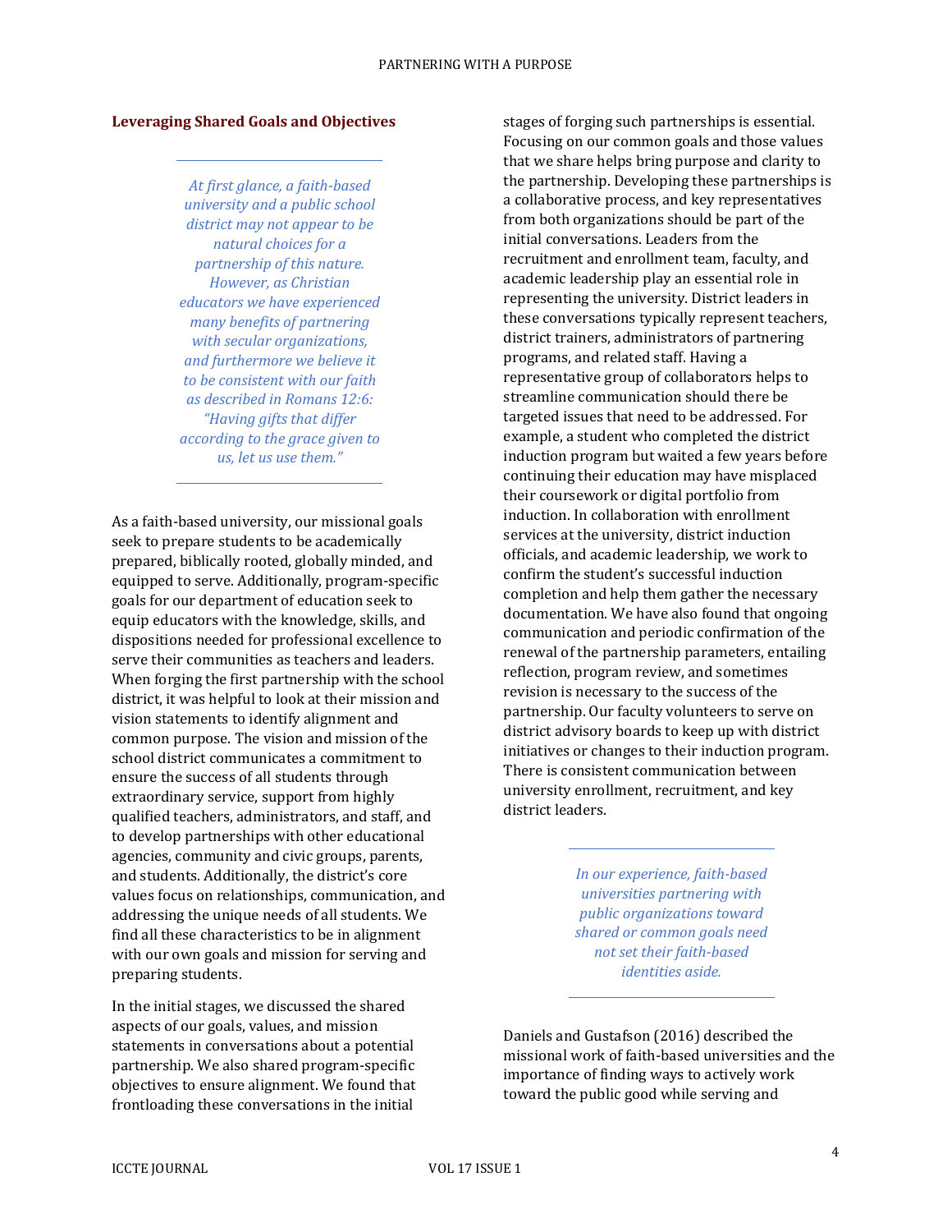## Leveraging Shared Goals and Objectives

> *At first glance, a faith-based university and a public school district may not appear to be natural choices for a partnership of this nature. However, as Christian educators we have experienced many benefits of partnering with secular organizations, and furthermore we believe it to be consistent with our faith as described in Romans 12:6: "Having gifts that differ according to the grace given to us, let us use them."*

As a faith-based university, our missional goals seek to prepare students to be academically prepared, biblically rooted, globally minded, and equipped to serve. Additionally, program-specific goals for our department of education seek to equip educators with the knowledge, skills, and dispositions needed for professional excellence to serve their communities as teachers and leaders. When forging the first partnership with the school district, it was helpful to look at their mission and vision statements to identify alignment and common purpose. The vision and mission of the school district communicates a commitment to ensure the success of all students through extraordinary service, support from highly qualified teachers, administrators, and staff, and to develop partnerships with other educational agencies, community and civic groups, parents, and students. Additionally, the district's core values focus on relationships, communication, and addressing the unique needs of all students. We find all these characteristics to be in alignment with our own goals and mission for serving and preparing students.

In the initial stages, we discussed the shared aspects of our goals, values, and mission statements in conversations about a potential partnership. We also shared program-specific objectives to ensure alignment. We found that frontloading these conversations in the initial stages of forging such partnerships is essential. Focusing on our common goals and those values that we share helps bring purpose and clarity to the partnership. Developing these partnerships is a collaborative process, and key representatives from both organizations should be part of the initial conversations. Leaders from the recruitment and enrollment team, faculty, and academic leadership play an essential role in representing the university. District leaders in these conversations typically represent teachers, district trainers, administrators of partnering programs, and related staff. Having a representative group of collaborators helps to streamline communication should there be targeted issues that need to be addressed. For example, a student who completed the district induction program but waited a few years before continuing their education may have misplaced their coursework or digital portfolio from induction. In collaboration with enrollment services at the university, district induction officials, and academic leadership, we work to confirm the student's successful induction completion and help them gather the necessary documentation. We have also found that ongoing communication and periodic confirmation of the renewal of the partnership parameters, entailing reflection, program review, and sometimes revision is necessary to the success of the partnership. Our faculty volunteers to serve on district advisory boards to keep up with district initiatives or changes to their induction program. There is consistent communication between university enrollment, recruitment, and key district leaders.

> *In our experience, faith-based universities partnering with public organizations toward shared or common goals need not set their faith-based identities aside.*

Daniels and Gustafson (2016) described the missional work of faith-based universities and the importance of finding ways to actively work toward the public good while serving and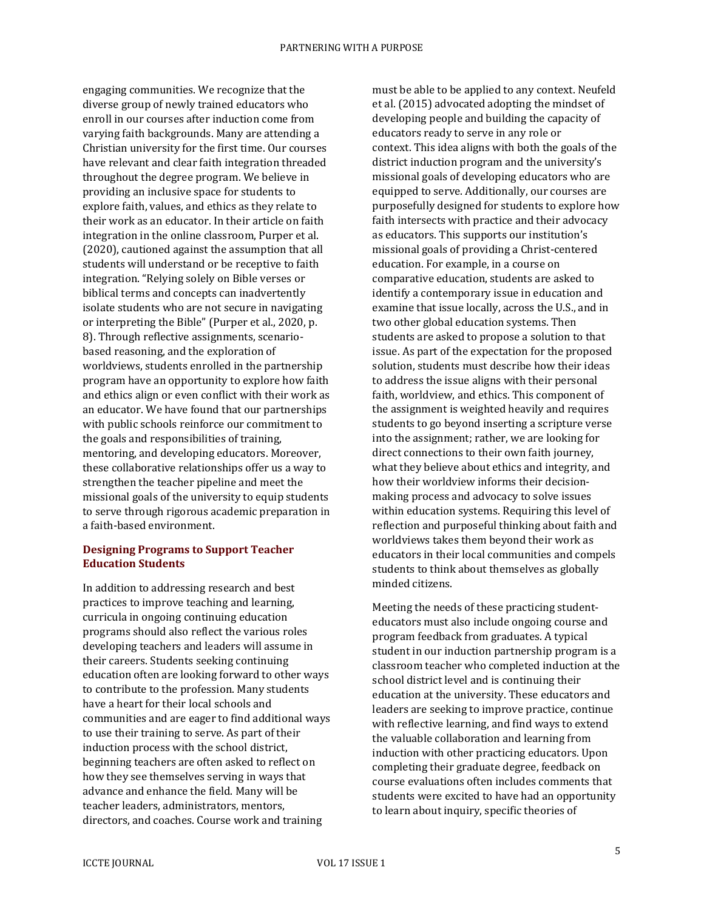engaging communities. We recognize that the diverse group of newly trained educators who enroll in our courses after induction come from varying faith backgrounds. Many are attending a Christian university for the first time. Our courses have relevant and clear faith integration threaded throughout the degree program. We believe in providing an inclusive space for students to explore faith, values, and ethics as they relate to their work as an educator. In their article on faith integration in the online classroom, Purper et al. (2020), cautioned against the assumption that all students will understand or be receptive to faith integration. "Relying solely on Bible verses or biblical terms and concepts can inadvertently isolate students who are not secure in navigating or interpreting the Bible" (Purper et al., 2020, p. 8). Through reflective assignments, scenario-based reasoning, and the exploration of worldviews, students enrolled in the partnership program have an opportunity to explore how faith and ethics align or even conflict with their work as an educator. We have found that our partnerships with public schools reinforce our commitment to the goals and responsibilities of training, mentoring, and developing educators. Moreover, these collaborative relationships offer us a way to strengthen the teacher pipeline and meet the missional goals of the university to equip students to serve through rigorous academic preparation in a faith-based environment.

## Designing Programs to Support Teacher Education Students

In addition to addressing research and best practices to improve teaching and learning, curricula in ongoing continuing education programs should also reflect the various roles developing teachers and leaders will assume in their careers. Students seeking continuing education often are looking forward to other ways to contribute to the profession. Many students have a heart for their local schools and communities and are eager to find additional ways to use their training to serve. As part of their induction process with the school district, beginning teachers are often asked to reflect on how they see themselves serving in ways that advance and enhance the field. Many will be teacher leaders, administrators, mentors, directors, and coaches. Course work and training must be able to be applied to any context. Neufeld et al. (2015) advocated adopting the mindset of developing people and building the capacity of educators ready to serve in any role or context. This idea aligns with both the goals of the district induction program and the university's missional goals of developing educators who are equipped to serve. Additionally, our courses are purposefully designed for students to explore how faith intersects with practice and their advocacy as educators. This supports our institution's missional goals of providing a Christ-centered education. For example, in a course on comparative education, students are asked to identify a contemporary issue in education and examine that issue locally, across the U.S., and in two other global education systems. Then students are asked to propose a solution to that issue. As part of the expectation for the proposed solution, students must describe how their ideas to address the issue aligns with their personal faith, worldview, and ethics. This component of the assignment is weighted heavily and requires students to go beyond inserting a scripture verse into the assignment; rather, we are looking for direct connections to their own faith journey, what they believe about ethics and integrity, and how their worldview informs their decision-making process and advocacy to solve issues within education systems. Requiring this level of reflection and purposeful thinking about faith and worldviews takes them beyond their work as educators in their local communities and compels students to think about themselves as globally minded citizens.

Meeting the needs of these practicing student-educators must also include ongoing course and program feedback from graduates. A typical student in our induction partnership program is a classroom teacher who completed induction at the school district level and is continuing their education at the university. These educators and leaders are seeking to improve practice, continue with reflective learning, and find ways to extend the valuable collaboration and learning from induction with other practicing educators. Upon completing their graduate degree, feedback on course evaluations often includes comments that students were excited to have had an opportunity to learn about inquiry, specific theories of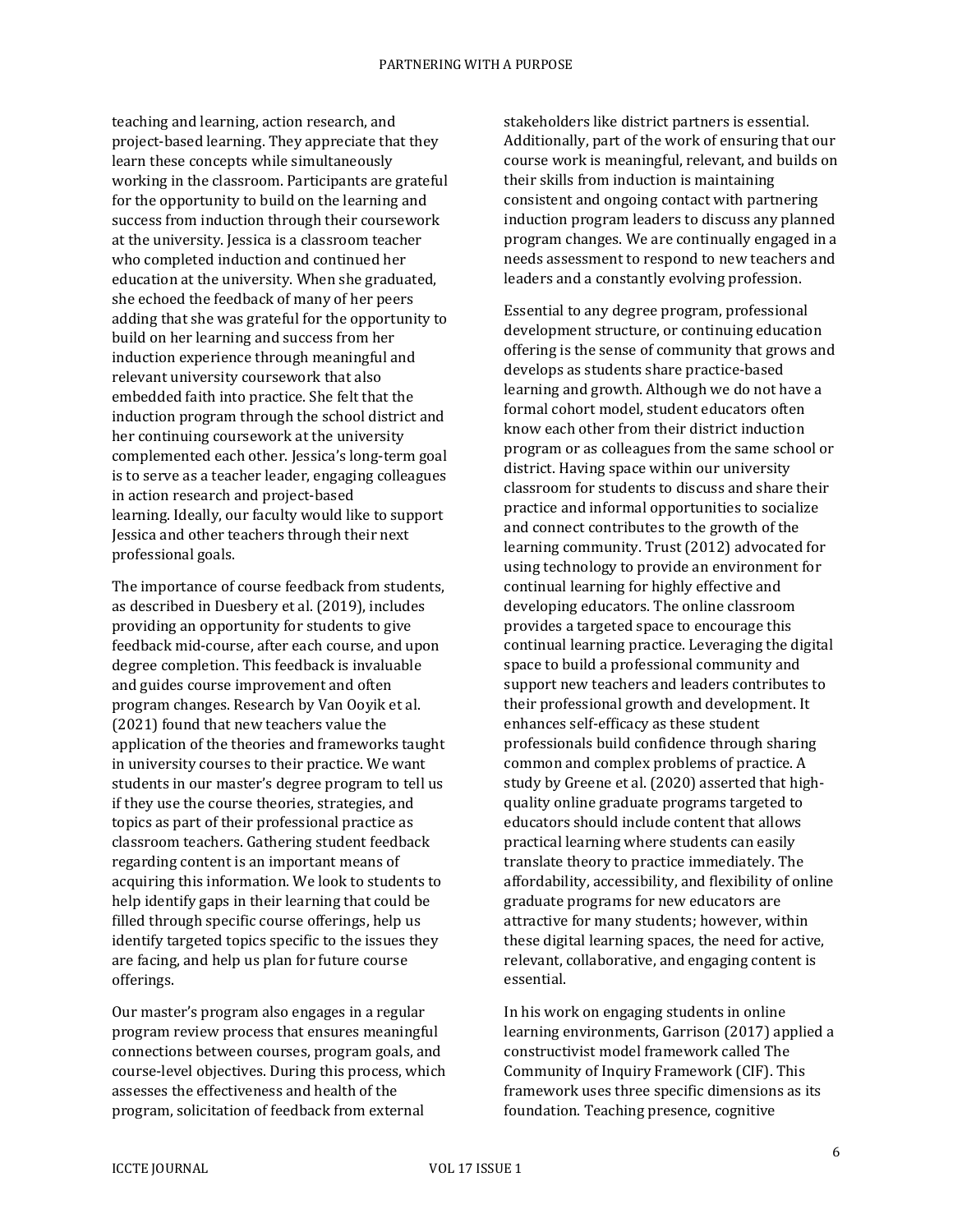teaching and learning, action research, and project-based learning. They appreciate that they learn these concepts while simultaneously working in the classroom. Participants are grateful for the opportunity to build on the learning and success from induction through their coursework at the university. Jessica is a classroom teacher who completed induction and continued her education at the university. When she graduated, she echoed the feedback of many of her peers adding that she was grateful for the opportunity to build on her learning and success from her induction experience through meaningful and relevant university coursework that also embedded faith into practice. She felt that the induction program through the school district and her continuing coursework at the university complemented each other. Jessica's long-term goal is to serve as a teacher leader, engaging colleagues in action research and project-based learning. Ideally, our faculty would like to support Jessica and other teachers through their next professional goals.

The importance of course feedback from students, as described in Duesbery et al. (2019), includes providing an opportunity for students to give feedback mid-course, after each course, and upon degree completion. This feedback is invaluable and guides course improvement and often program changes. Research by Van Ooyik et al. (2021) found that new teachers value the application of the theories and frameworks taught in university courses to their practice. We want students in our master's degree program to tell us if they use the course theories, strategies, and topics as part of their professional practice as classroom teachers. Gathering student feedback regarding content is an important means of acquiring this information. We look to students to help identify gaps in their learning that could be filled through specific course offerings, help us identify targeted topics specific to the issues they are facing, and help us plan for future course offerings.

Our master's program also engages in a regular program review process that ensures meaningful connections between courses, program goals, and course-level objectives. During this process, which assesses the effectiveness and health of the program, solicitation of feedback from external stakeholders like district partners is essential. Additionally, part of the work of ensuring that our course work is meaningful, relevant, and builds on their skills from induction is maintaining consistent and ongoing contact with partnering induction program leaders to discuss any planned program changes. We are continually engaged in a needs assessment to respond to new teachers and leaders and a constantly evolving profession.

Essential to any degree program, professional development structure, or continuing education offering is the sense of community that grows and develops as students share practice-based learning and growth. Although we do not have a formal cohort model, student educators often know each other from their district induction program or as colleagues from the same school or district. Having space within our university classroom for students to discuss and share their practice and informal opportunities to socialize and connect contributes to the growth of the learning community. Trust (2012) advocated for using technology to provide an environment for continual learning for highly effective and developing educators. The online classroom provides a targeted space to encourage this continual learning practice. Leveraging the digital space to build a professional community and support new teachers and leaders contributes to their professional growth and development. It enhances self-efficacy as these student professionals build confidence through sharing common and complex problems of practice. A study by Greene et al. (2020) asserted that high-quality online graduate programs targeted to educators should include content that allows practical learning where students can easily translate theory to practice immediately. The affordability, accessibility, and flexibility of online graduate programs for new educators are attractive for many students; however, within these digital learning spaces, the need for active, relevant, collaborative, and engaging content is essential.

In his work on engaging students in online learning environments, Garrison (2017) applied a constructivist model framework called The Community of Inquiry Framework (CIF). This framework uses three specific dimensions as its foundation. Teaching presence, cognitive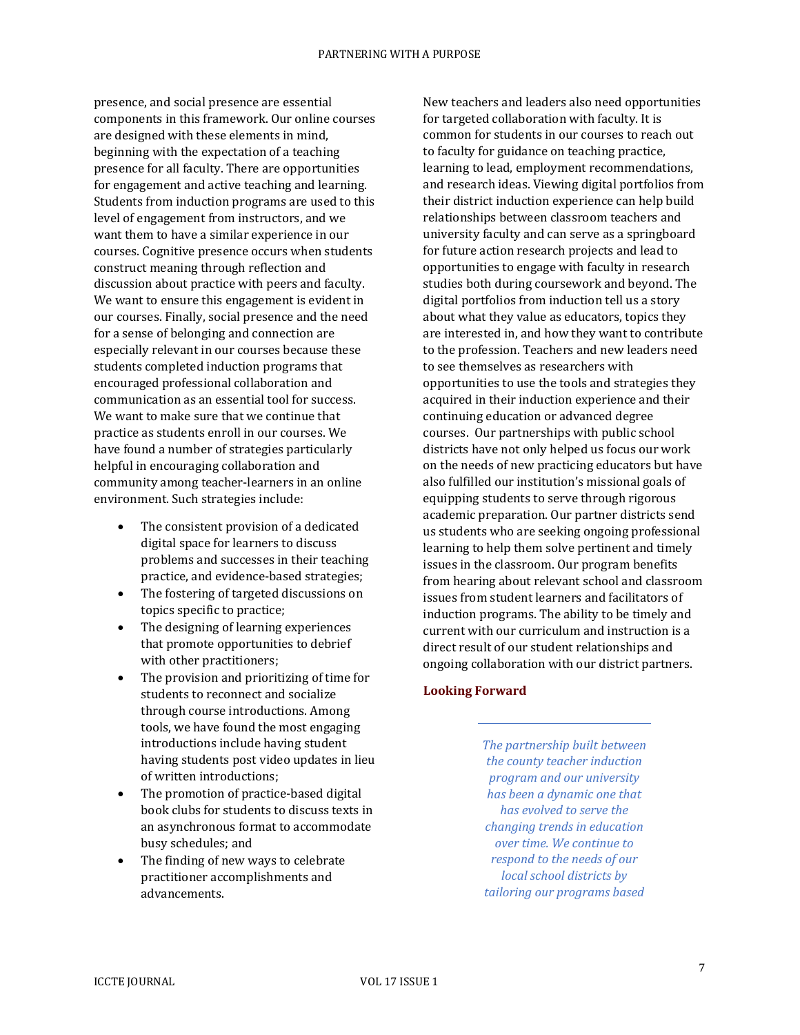presence, and social presence are essential components in this framework. Our online courses are designed with these elements in mind, beginning with the expectation of a teaching presence for all faculty. There are opportunities for engagement and active teaching and learning. Students from induction programs are used to this level of engagement from instructors, and we want them to have a similar experience in our courses. Cognitive presence occurs when students construct meaning through reflection and discussion about practice with peers and faculty. We want to ensure this engagement is evident in our courses. Finally, social presence and the need for a sense of belonging and connection are especially relevant in our courses because these students completed induction programs that encouraged professional collaboration and communication as an essential tool for success. We want to make sure that we continue that practice as students enroll in our courses. We have found a number of strategies particularly helpful in encouraging collaboration and community among teacher-learners in an online environment. Such strategies include:

- The consistent provision of a dedicated digital space for learners to discuss problems and successes in their teaching practice, and evidence-based strategies;
- The fostering of targeted discussions on topics specific to practice;
- The designing of learning experiences that promote opportunities to debrief with other practitioners;
- The provision and prioritizing of time for students to reconnect and socialize through course introductions. Among tools, we have found the most engaging introductions include having student having students post video updates in lieu of written introductions;
- The promotion of practice-based digital book clubs for students to discuss texts in an asynchronous format to accommodate busy schedules; and
- The finding of new ways to celebrate practitioner accomplishments and advancements.

New teachers and leaders also need opportunities for targeted collaboration with faculty. It is common for students in our courses to reach out to faculty for guidance on teaching practice, learning to lead, employment recommendations, and research ideas. Viewing digital portfolios from their district induction experience can help build relationships between classroom teachers and university faculty and can serve as a springboard for future action research projects and lead to opportunities to engage with faculty in research studies both during coursework and beyond. The digital portfolios from induction tell us a story about what they value as educators, topics they are interested in, and how they want to contribute to the profession. Teachers and new leaders need to see themselves as researchers with opportunities to use the tools and strategies they acquired in their induction experience and their continuing education or advanced degree courses. Our partnerships with public school districts have not only helped us focus our work on the needs of new practicing educators but have also fulfilled our institution's missional goals of equipping students to serve through rigorous academic preparation. Our partner districts send us students who are seeking ongoing professional learning to help them solve pertinent and timely issues in the classroom. Our program benefits from hearing about relevant school and classroom issues from student learners and facilitators of induction programs. The ability to be timely and current with our curriculum and instruction is a direct result of our student relationships and ongoing collaboration with our district partners.

## Looking Forward

*The partnership built between the county teacher induction program and our university has been a dynamic one that has evolved to serve the changing trends in education over time. We continue to respond to the needs of our local school districts by tailoring our programs based*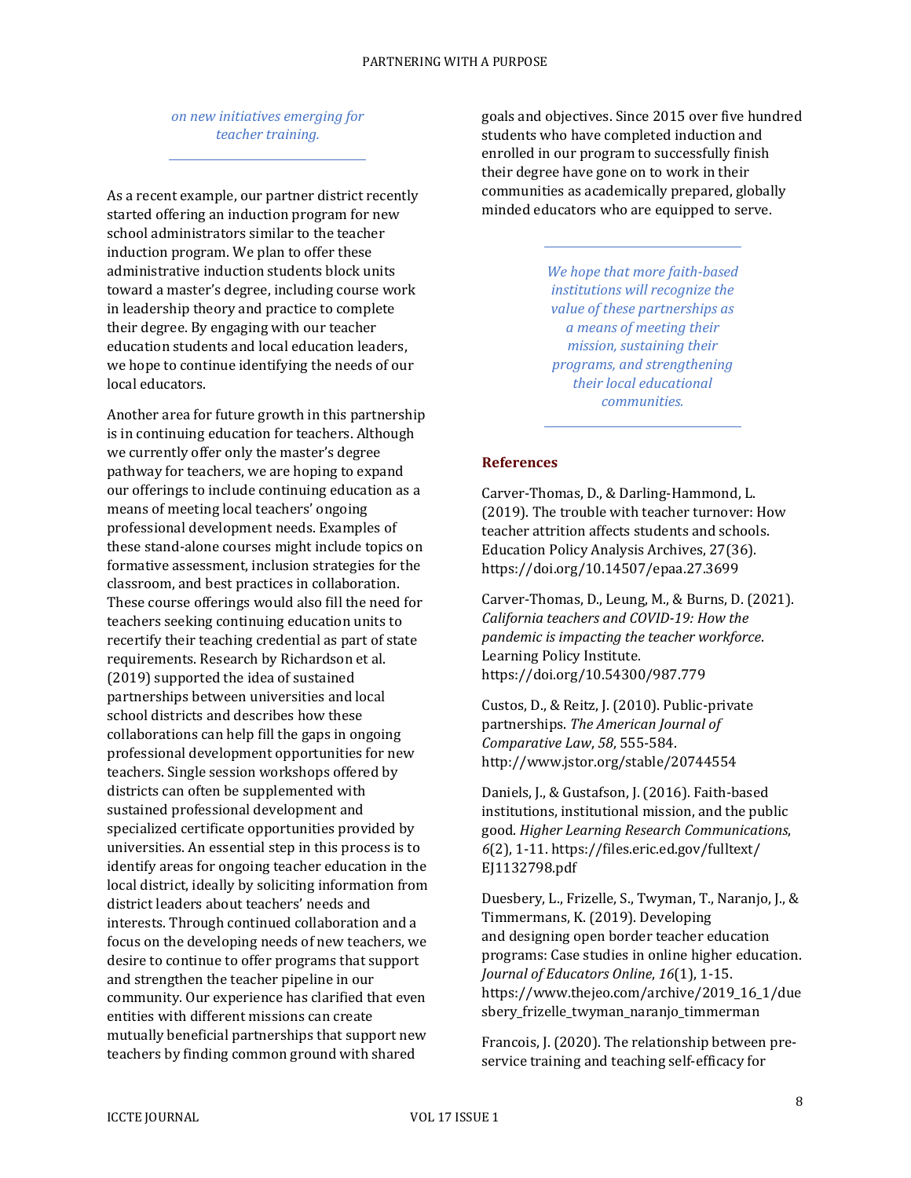*on new initiatives emerging for teacher training.*

As a recent example, our partner district recently started offering an induction program for new school administrators similar to the teacher induction program. We plan to offer these administrative induction students block units toward a master's degree, including course work in leadership theory and practice to complete their degree. By engaging with our teacher education students and local education leaders, we hope to continue identifying the needs of our local educators.

Another area for future growth in this partnership is in continuing education for teachers. Although we currently offer only the master's degree pathway for teachers, we are hoping to expand our offerings to include continuing education as a means of meeting local teachers' ongoing professional development needs. Examples of these stand-alone courses might include topics on formative assessment, inclusion strategies for the classroom, and best practices in collaboration. These course offerings would also fill the need for teachers seeking continuing education units to recertify their teaching credential as part of state requirements. Research by Richardson et al. (2019) supported the idea of sustained partnerships between universities and local school districts and describes how these collaborations can help fill the gaps in ongoing professional development opportunities for new teachers. Single session workshops offered by districts can often be supplemented with sustained professional development and specialized certificate opportunities provided by universities. An essential step in this process is to identify areas for ongoing teacher education in the local district, ideally by soliciting information from district leaders about teachers' needs and interests. Through continued collaboration and a focus on the developing needs of new teachers, we desire to continue to offer programs that support and strengthen the teacher pipeline in our community. Our experience has clarified that even entities with different missions can create mutually beneficial partnerships that support new teachers by finding common ground with shared goals and objectives. Since 2015 over five hundred students who have completed induction and enrolled in our program to successfully finish their degree have gone on to work in their communities as academically prepared, globally minded educators who are equipped to serve.

*We hope that more faith-based institutions will recognize the value of these partnerships as a means of meeting their mission, sustaining their programs, and strengthening their local educational communities.*

## References

Carver-Thomas, D., & Darling-Hammond, L. (2019). The trouble with teacher turnover: How teacher attrition affects students and schools. Education Policy Analysis Archives, 27(36). https://doi.org/10.14507/epaa.27.3699

Carver-Thomas, D., Leung, M., & Burns, D. (2021). *California teachers and COVID-19: How the pandemic is impacting the teacher workforce*. Learning Policy Institute. https://doi.org/10.54300/987.779

Custos, D., & Reitz, J. (2010). Public-private partnerships. *The American Journal of Comparative Law*, *58*, 555-584. http://www.jstor.org/stable/20744554

Daniels, J., & Gustafson, J. (2016). Faith-based institutions, institutional mission, and the public good. *Higher Learning Research Communications*, *6*(2), 1-11. https://files.eric.ed.gov/fulltext/EJ1132798.pdf

Duesbery, L., Frizelle, S., Twyman, T., Naranjo, J., & Timmermans, K. (2019). Developing and designing open border teacher education programs: Case studies in online higher education. *Journal of Educators Online*, *16*(1), 1-15. https://www.thejeo.com/archive/2019_16_1/duesbery_frizelle_twyman_naranjo_timmerman

Francois, J. (2020). The relationship between pre-service training and teaching self-efficacy for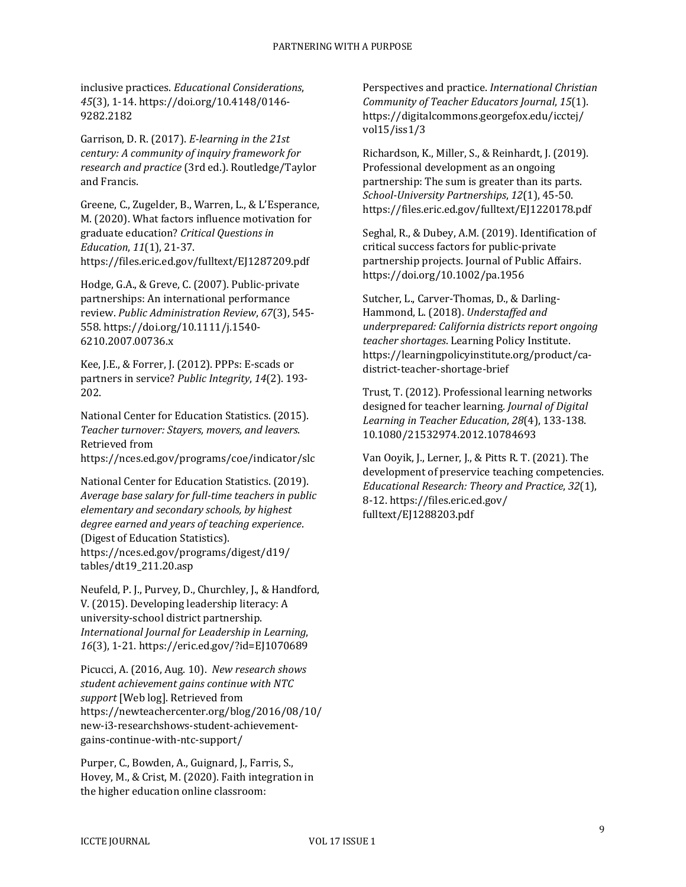inclusive practices. *Educational Considerations*, *45*(3), 1-14. https://doi.org/10.4148/0146-9282.2182

Garrison, D. R. (2017). *E-learning in the 21st century: A community of inquiry framework for research and practice* (3rd ed.). Routledge/Taylor and Francis.

Greene, C., Zugelder, B., Warren, L., & L'Esperance, M. (2020). What factors influence motivation for graduate education? *Critical Questions in Education*, *11*(1), 21-37. https://files.eric.ed.gov/fulltext/EJ1287209.pdf

Hodge, G.A., & Greve, C. (2007). Public-private partnerships: An international performance review. *Public Administration Review*, *67*(3), 545-558. https://doi.org/10.1111/j.1540-6210.2007.00736.x

Kee, J.E., & Forrer, J. (2012). PPPs: E-scads or partners in service? *Public Integrity*, *14*(2). 193-202.

National Center for Education Statistics. (2015). *Teacher turnover: Stayers, movers, and leavers*. Retrieved from https://nces.ed.gov/programs/coe/indicator/slc

National Center for Education Statistics. (2019). *Average base salary for full-time teachers in public elementary and secondary schools, by highest degree earned and years of teaching experience*. (Digest of Education Statistics). https://nces.ed.gov/programs/digest/d19/tables/dt19_211.20.asp

Neufeld, P. J., Purvey, D., Churchley, J., & Handford, V. (2015). Developing leadership literacy: A university-school district partnership. *International Journal for Leadership in Learning*, *16*(3), 1-21. https://eric.ed.gov/?id=EJ1070689

Picucci, A. (2016, Aug. 10). *New research shows student achievement gains continue with NTC support* [Web log]. Retrieved from https://newteachercenter.org/blog/2016/08/10/new-i3-researchshows-student-achievement-gains-continue-with-ntc-support/

Purper, C., Bowden, A., Guignard, J., Farris, S., Hovey, M., & Crist, M. (2020). Faith integration in the higher education online classroom: Perspectives and practice. *International Christian Community of Teacher Educators Journal*, *15*(1). https://digitalcommons.georgefox.edu/icctej/vol15/iss1/3

Richardson, K., Miller, S., & Reinhardt, J. (2019). Professional development as an ongoing partnership: The sum is greater than its parts. *School-University Partnerships*, *12*(1), 45-50. https://files.eric.ed.gov/fulltext/EJ1220178.pdf

Seghal, R., & Dubey, A.M. (2019). Identification of critical success factors for public-private partnership projects. Journal of Public Affairs. https://doi.org/10.1002/pa.1956

Sutcher, L., Carver-Thomas, D., & Darling-Hammond, L. (2018). *Understaffed and underprepared: California districts report ongoing teacher shortages*. Learning Policy Institute. https://learningpolicyinstitute.org/product/ca-district-teacher-shortage-brief

Trust, T. (2012). Professional learning networks designed for teacher learning. *Journal of Digital Learning in Teacher Education*, *28*(4), 133-138. 10.1080/21532974.2012.10784693

Van Ooyik, J., Lerner, J., & Pitts R. T. (2021). The development of preservice teaching competencies. *Educational Research: Theory and Practice*, *32*(1), 8-12. https://files.eric.ed.gov/fulltext/EJ1288203.pdf